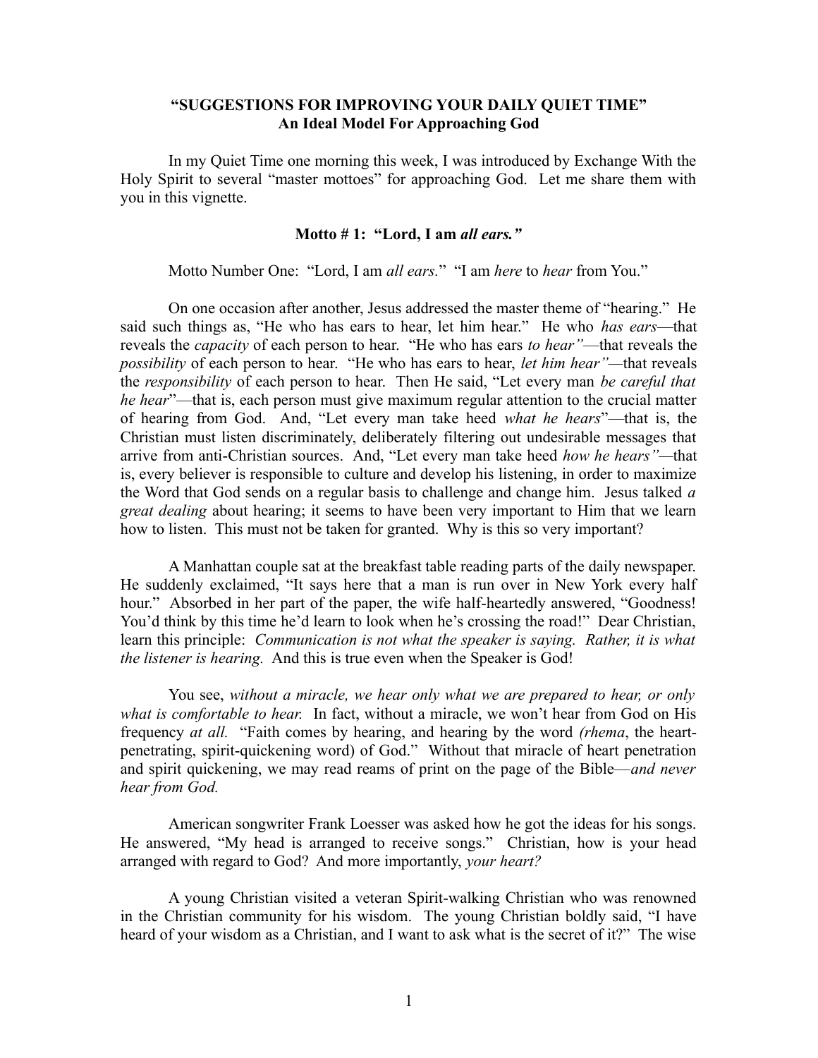# "SUGGESTIONS FOR IMPROVING YOUR DAILY QUIET TIME"
## An Ideal Model For Approaching God

In my Quiet Time one morning this week, I was introduced by Exchange With the Holy Spirit to several "master mottoes" for approaching God. Let me share them with you in this vignette.

### Motto # 1: "Lord, I am *all ears."*

Motto Number One: "Lord, I am *all ears.*" "I am *here* to *hear* from You."

On one occasion after another, Jesus addressed the master theme of "hearing." He said such things as, "He who has ears to hear, let him hear." He who *has ears*—that reveals the *capacity* of each person to hear. "He who has ears *to hear"*—that reveals the *possibility* of each person to hear. "He who has ears to hear, *let him hear"*—that reveals the *responsibility* of each person to hear. Then He said, "Let every man *be careful that he hear*"—that is, each person must give maximum regular attention to the crucial matter of hearing from God. And, "Let every man take heed *what he hears*"—that is, the Christian must listen discriminately, deliberately filtering out undesirable messages that arrive from anti-Christian sources. And, "Let every man take heed *how he hears"*—that is, every believer is responsible to culture and develop his listening, in order to maximize the Word that God sends on a regular basis to challenge and change him. Jesus talked *a great dealing* about hearing; it seems to have been very important to Him that we learn how to listen. This must not be taken for granted. Why is this so very important?

A Manhattan couple sat at the breakfast table reading parts of the daily newspaper. He suddenly exclaimed, "It says here that a man is run over in New York every half hour." Absorbed in her part of the paper, the wife half-heartedly answered, "Goodness! You'd think by this time he'd learn to look when he's crossing the road!" Dear Christian, learn this principle: *Communication is not what the speaker is saying. Rather, it is what the listener is hearing.* And this is true even when the Speaker is God!

You see, *without a miracle, we hear only what we are prepared to hear, or only what is comfortable to hear.* In fact, without a miracle, we won't hear from God on His frequency *at all.* "Faith comes by hearing, and hearing by the word *(rhema*, the heart-penetrating, spirit-quickening word) of God." Without that miracle of heart penetration and spirit quickening, we may read reams of print on the page of the Bible—*and never hear from God.*

American songwriter Frank Loesser was asked how he got the ideas for his songs. He answered, "My head is arranged to receive songs." Christian, how is your head arranged with regard to God? And more importantly, *your heart?*

A young Christian visited a veteran Spirit-walking Christian who was renowned in the Christian community for his wisdom. The young Christian boldly said, "I have heard of your wisdom as a Christian, and I want to ask what is the secret of it?" The wise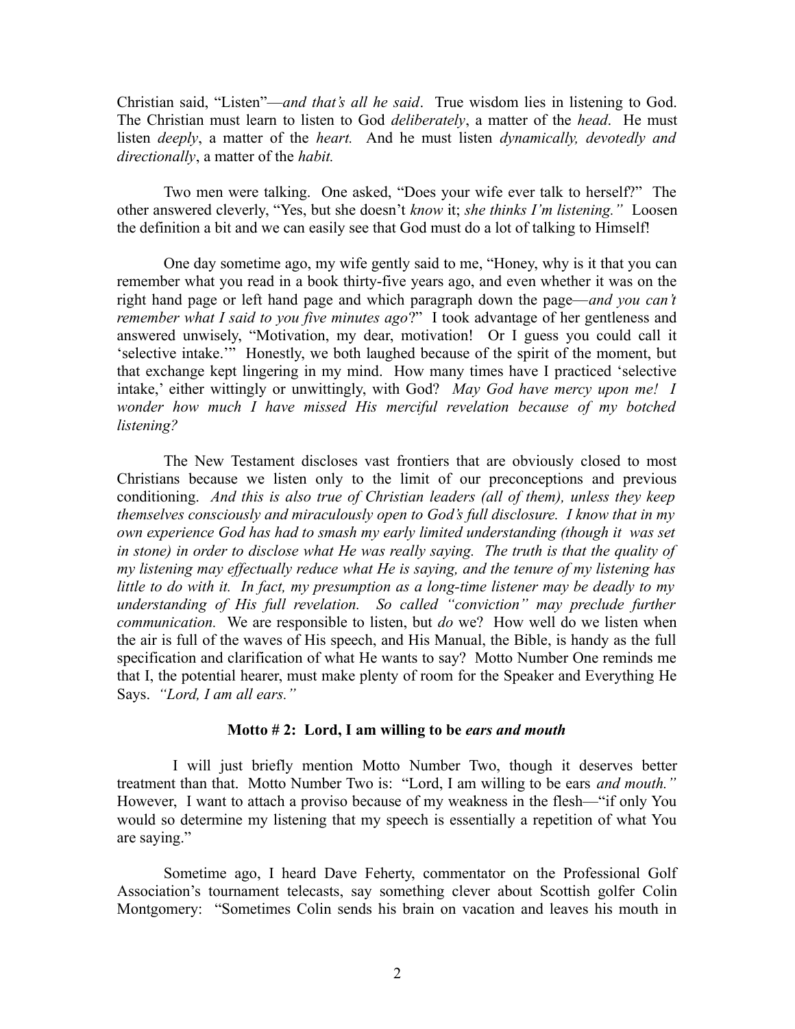Christian said, "Listen"—*and that's all he said*. True wisdom lies in listening to God. The Christian must learn to listen to God *deliberately*, a matter of the *head*. He must listen *deeply*, a matter of the *heart.* And he must listen *dynamically, devotedly and directionally*, a matter of the *habit.*

Two men were talking. One asked, "Does your wife ever talk to herself?" The other answered cleverly, "Yes, but she doesn't *know* it; *she thinks I'm listening."* Loosen the definition a bit and we can easily see that God must do a lot of talking to Himself!

One day sometime ago, my wife gently said to me, "Honey, why is it that you can remember what you read in a book thirty-five years ago, and even whether it was on the right hand page or left hand page and which paragraph down the page—*and you can't remember what I said to you five minutes ago*?" I took advantage of her gentleness and answered unwisely, "Motivation, my dear, motivation! Or I guess you could call it 'selective intake.'" Honestly, we both laughed because of the spirit of the moment, but that exchange kept lingering in my mind. How many times have I practiced 'selective intake,' either wittingly or unwittingly, with God? *May God have mercy upon me! I wonder how much I have missed His merciful revelation because of my botched listening?*

The New Testament discloses vast frontiers that are obviously closed to most Christians because we listen only to the limit of our preconceptions and previous conditioning. *And this is also true of Christian leaders (all of them), unless they keep themselves consciously and miraculously open to God's full disclosure. I know that in my own experience God has had to smash my early limited understanding (though it was set in stone) in order to disclose what He was really saying. The truth is that the quality of my listening may effectually reduce what He is saying, and the tenure of my listening has little to do with it. In fact, my presumption as a long-time listener may be deadly to my understanding of His full revelation. So called "conviction" may preclude further communication.* We are responsible to listen, but *do* we? How well do we listen when the air is full of the waves of His speech, and His Manual, the Bible, is handy as the full specification and clarification of what He wants to say? Motto Number One reminds me that I, the potential hearer, must make plenty of room for the Speaker and Everything He Says. *"Lord, I am all ears."*

### Motto # 2: Lord, I am willing to be *ears and mouth*

I will just briefly mention Motto Number Two, though it deserves better treatment than that. Motto Number Two is: "Lord, I am willing to be ears *and mouth."* However, I want to attach a proviso because of my weakness in the flesh—"if only You would so determine my listening that my speech is essentially a repetition of what You are saying."

Sometime ago, I heard Dave Feherty, commentator on the Professional Golf Association's tournament telecasts, say something clever about Scottish golfer Colin Montgomery: "Sometimes Colin sends his brain on vacation and leaves his mouth in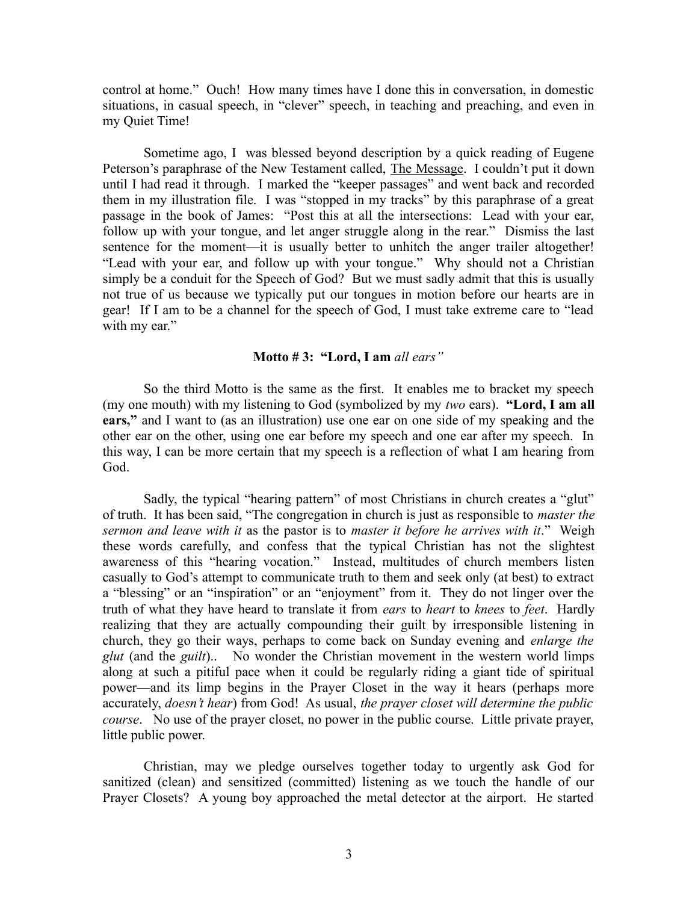control at home." Ouch! How many times have I done this in conversation, in domestic situations, in casual speech, in "clever" speech, in teaching and preaching, and even in my Quiet Time!

Sometime ago, I was blessed beyond description by a quick reading of Eugene Peterson's paraphrase of the New Testament called, The Message. I couldn't put it down until I had read it through. I marked the "keeper passages" and went back and recorded them in my illustration file. I was "stopped in my tracks" by this paraphrase of a great passage in the book of James: "Post this at all the intersections: Lead with your ear, follow up with your tongue, and let anger struggle along in the rear." Dismiss the last sentence for the moment—it is usually better to unhitch the anger trailer altogether! "Lead with your ear, and follow up with your tongue." Why should not a Christian simply be a conduit for the Speech of God? But we must sadly admit that this is usually not true of us because we typically put our tongues in motion before our hearts are in gear! If I am to be a channel for the speech of God, I must take extreme care to "lead with my ear."

### Motto # 3: "Lord, I am *all ears"*

So the third Motto is the same as the first. It enables me to bracket my speech (my one mouth) with my listening to God (symbolized by my *two* ears). **"Lord, I am all ears,"** and I want to (as an illustration) use one ear on one side of my speaking and the other ear on the other, using one ear before my speech and one ear after my speech. In this way, I can be more certain that my speech is a reflection of what I am hearing from God.

Sadly, the typical "hearing pattern" of most Christians in church creates a "glut" of truth. It has been said, "The congregation in church is just as responsible to *master the sermon and leave with it* as the pastor is to *master it before he arrives with it*." Weigh these words carefully, and confess that the typical Christian has not the slightest awareness of this "hearing vocation." Instead, multitudes of church members listen casually to God's attempt to communicate truth to them and seek only (at best) to extract a "blessing" or an "inspiration" or an "enjoyment" from it. They do not linger over the truth of what they have heard to translate it from *ears* to *heart* to *knees* to *feet*. Hardly realizing that they are actually compounding their guilt by irresponsible listening in church, they go their ways, perhaps to come back on Sunday evening and *enlarge the glut* (and the *guilt*).. No wonder the Christian movement in the western world limps along at such a pitiful pace when it could be regularly riding a giant tide of spiritual power—and its limp begins in the Prayer Closet in the way it hears (perhaps more accurately, *doesn't hear*) from God! As usual, *the prayer closet will determine the public course*. No use of the prayer closet, no power in the public course. Little private prayer, little public power.

Christian, may we pledge ourselves together today to urgently ask God for sanitized (clean) and sensitized (committed) listening as we touch the handle of our Prayer Closets? A young boy approached the metal detector at the airport. He started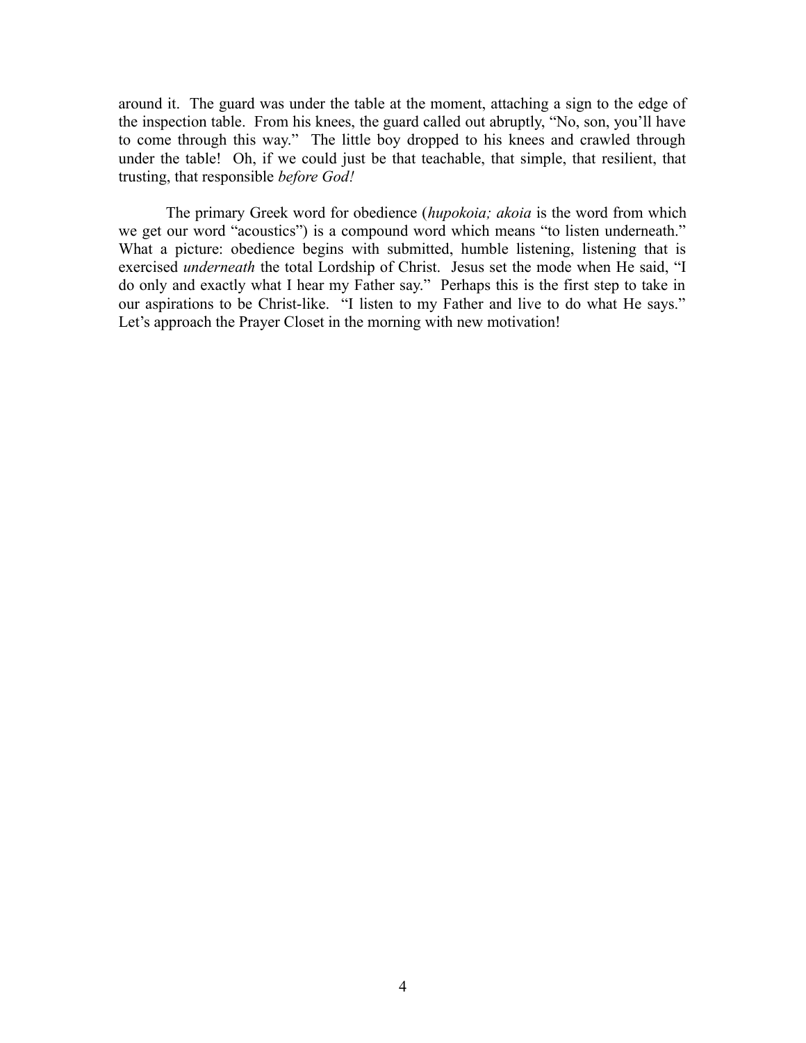around it. The guard was under the table at the moment, attaching a sign to the edge of the inspection table. From his knees, the guard called out abruptly, "No, son, you'll have to come through this way." The little boy dropped to his knees and crawled through under the table! Oh, if we could just be that teachable, that simple, that resilient, that trusting, that responsible *before God!*

The primary Greek word for obedience (*hupokoia; akoia* is the word from which we get our word "acoustics") is a compound word which means "to listen underneath." What a picture: obedience begins with submitted, humble listening, listening that is exercised *underneath* the total Lordship of Christ. Jesus set the mode when He said, "I do only and exactly what I hear my Father say." Perhaps this is the first step to take in our aspirations to be Christ-like. "I listen to my Father and live to do what He says." Let's approach the Prayer Closet in the morning with new motivation!